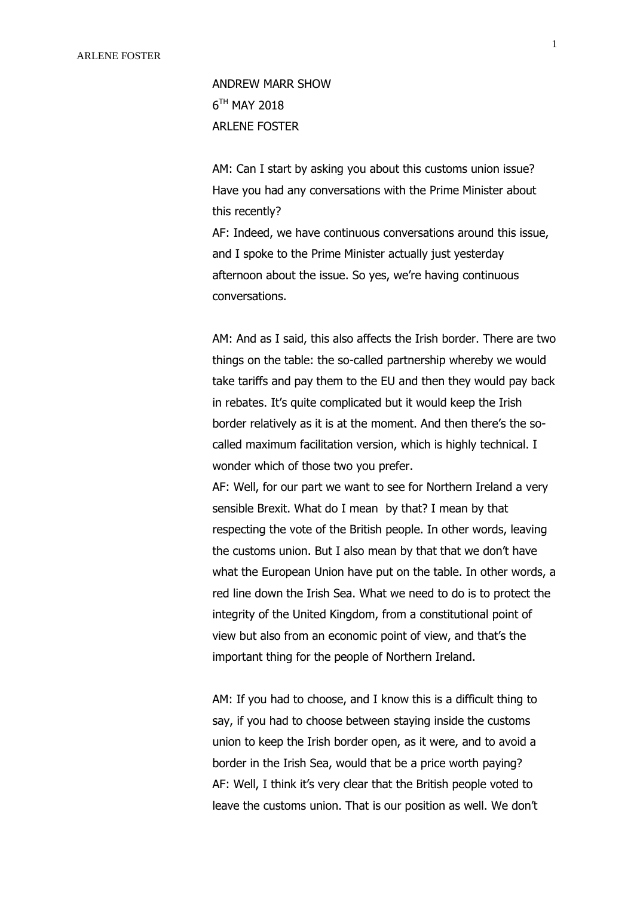ANDREW MARR SHOW
6TH MAY 2018
ARLENE FOSTER

AM: Can I start by asking you about this customs union issue? Have you had any conversations with the Prime Minister about this recently?
AF: Indeed, we have continuous conversations around this issue, and I spoke to the Prime Minister actually just yesterday afternoon about the issue. So yes, we're having continuous conversations.

AM: And as I said, this also affects the Irish border. There are two things on the table: the so-called partnership whereby we would take tariffs and pay them to the EU and then they would pay back in rebates. It's quite complicated but it would keep the Irish border relatively as it is at the moment. And then there's the so-called maximum facilitation version, which is highly technical. I wonder which of those two you prefer.
AF: Well, for our part we want to see for Northern Ireland a very sensible Brexit. What do I mean by that? I mean by that respecting the vote of the British people. In other words, leaving the customs union. But I also mean by that that we don't have what the European Union have put on the table. In other words, a red line down the Irish Sea. What we need to do is to protect the integrity of the United Kingdom, from a constitutional point of view but also from an economic point of view, and that's the important thing for the people of Northern Ireland.

AM: If you had to choose, and I know this is a difficult thing to say, if you had to choose between staying inside the customs union to keep the Irish border open, as it were, and to avoid a border in the Irish Sea, would that be a price worth paying?
AF: Well, I think it's very clear that the British people voted to leave the customs union. That is our position as well. We don't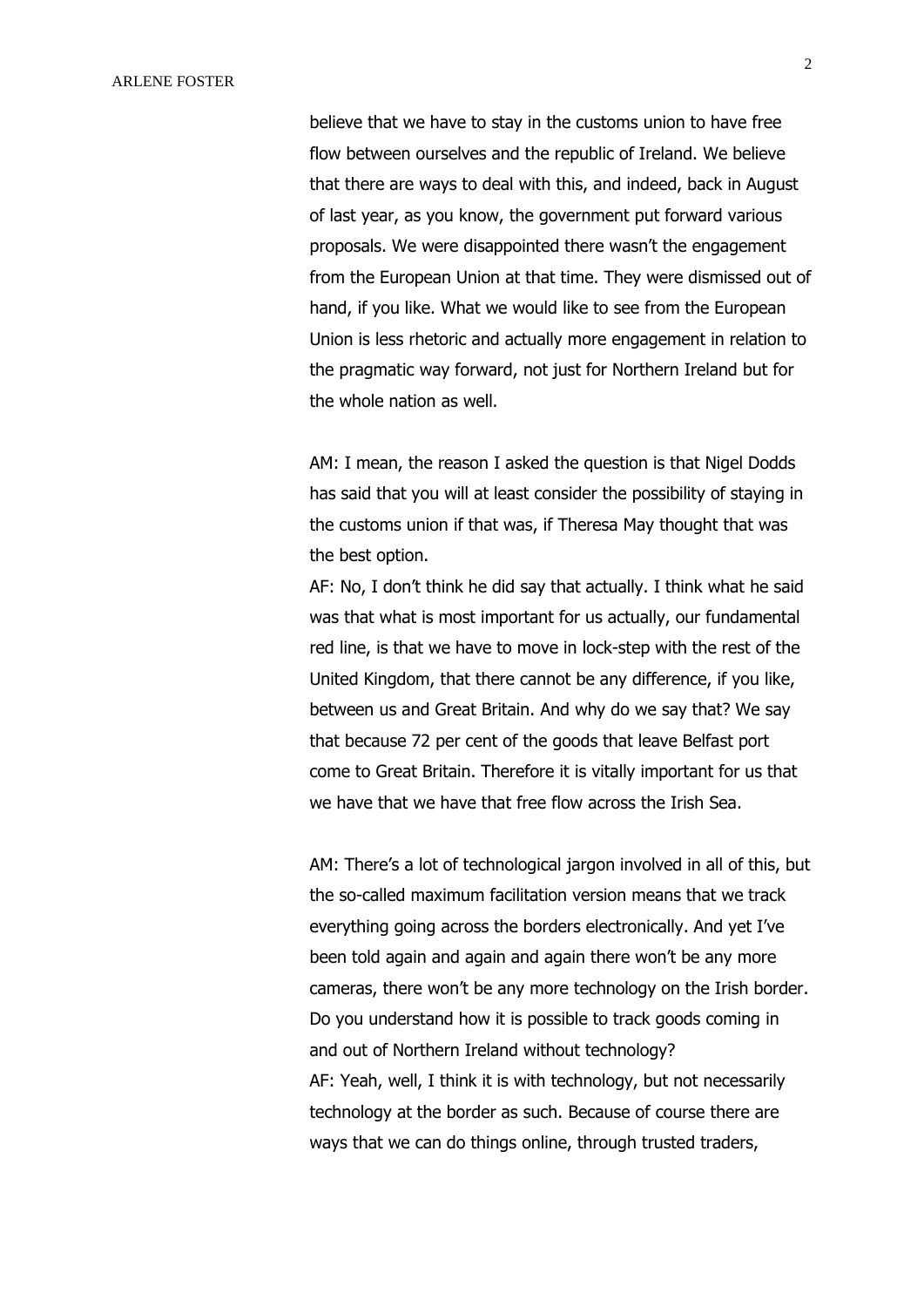believe that we have to stay in the customs union to have free flow between ourselves and the republic of Ireland. We believe that there are ways to deal with this, and indeed, back in August of last year, as you know, the government put forward various proposals. We were disappointed there wasn't the engagement from the European Union at that time. They were dismissed out of hand, if you like. What we would like to see from the European Union is less rhetoric and actually more engagement in relation to the pragmatic way forward, not just for Northern Ireland but for the whole nation as well.

AM: I mean, the reason I asked the question is that Nigel Dodds has said that you will at least consider the possibility of staying in the customs union if that was, if Theresa May thought that was the best option.

AF: No, I don't think he did say that actually. I think what he said was that what is most important for us actually, our fundamental red line, is that we have to move in lock-step with the rest of the United Kingdom, that there cannot be any difference, if you like, between us and Great Britain. And why do we say that? We say that because 72 per cent of the goods that leave Belfast port come to Great Britain. Therefore it is vitally important for us that we have that we have that free flow across the Irish Sea.

AM: There's a lot of technological jargon involved in all of this, but the so-called maximum facilitation version means that we track everything going across the borders electronically. And yet I've been told again and again and again there won't be any more cameras, there won't be any more technology on the Irish border. Do you understand how it is possible to track goods coming in and out of Northern Ireland without technology?

AF: Yeah, well, I think it is with technology, but not necessarily technology at the border as such. Because of course there are ways that we can do things online, through trusted traders,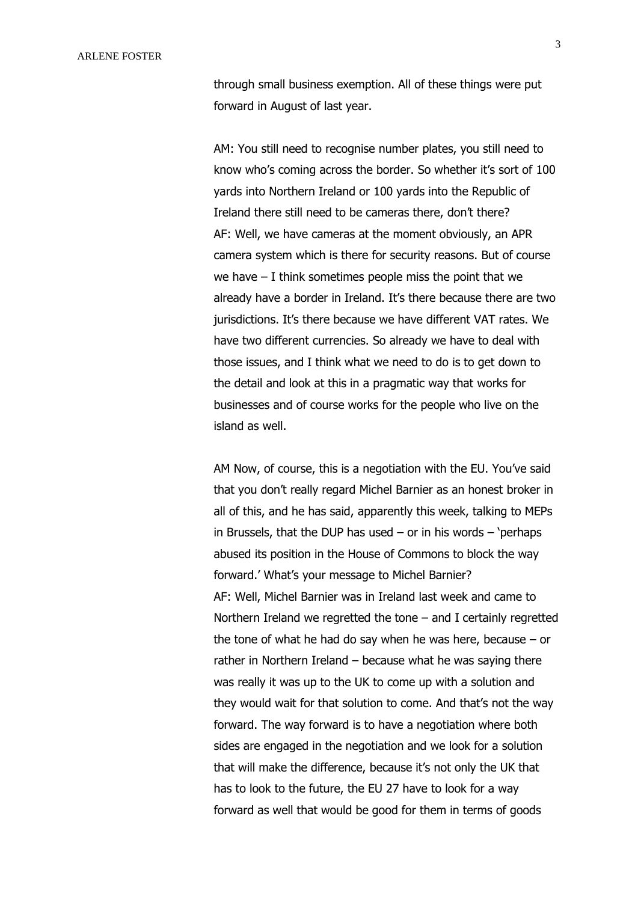through small business exemption. All of these things were put forward in August of last year.

AM: You still need to recognise number plates, you still need to know who's coming across the border. So whether it's sort of 100 yards into Northern Ireland or 100 yards into the Republic of Ireland there still need to be cameras there, don't there?
AF: Well, we have cameras at the moment obviously, an APR camera system which is there for security reasons. But of course we have – I think sometimes people miss the point that we already have a border in Ireland. It's there because there are two jurisdictions. It's there because we have different VAT rates. We have two different currencies. So already we have to deal with those issues, and I think what we need to do is to get down to the detail and look at this in a pragmatic way that works for businesses and of course works for the people who live on the island as well.

AM Now, of course, this is a negotiation with the EU. You've said that you don't really regard Michel Barnier as an honest broker in all of this, and he has said, apparently this week, talking to MEPs in Brussels, that the DUP has used – or in his words – 'perhaps abused its position in the House of Commons to block the way forward.' What's your message to Michel Barnier?
AF: Well, Michel Barnier was in Ireland last week and came to Northern Ireland we regretted the tone – and I certainly regretted the tone of what he had do say when he was here, because – or rather in Northern Ireland – because what he was saying there was really it was up to the UK to come up with a solution and they would wait for that solution to come. And that's not the way forward. The way forward is to have a negotiation where both sides are engaged in the negotiation and we look for a solution that will make the difference, because it's not only the UK that has to look to the future, the EU 27 have to look for a way forward as well that would be good for them in terms of goods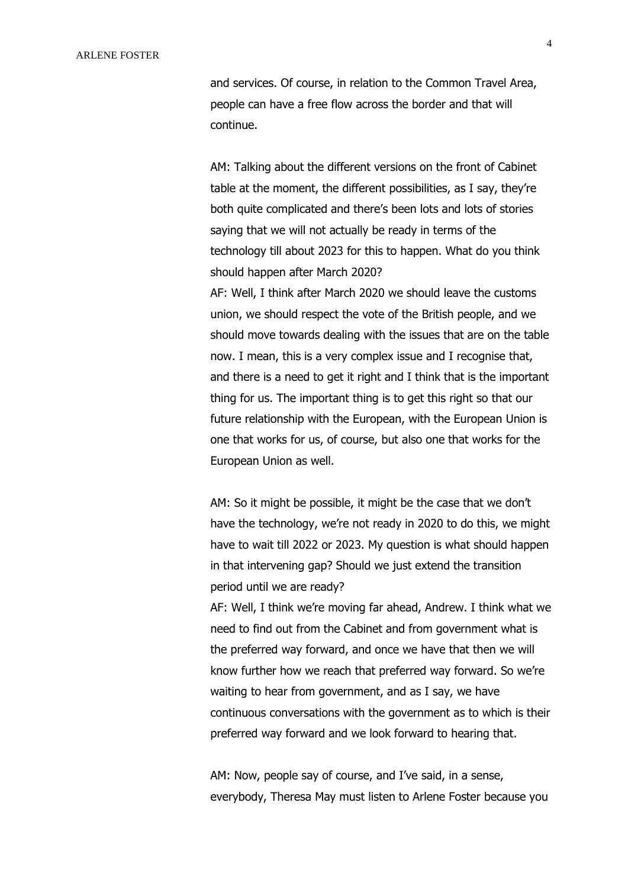and services. Of course, in relation to the Common Travel Area, people can have a free flow across the border and that will continue.

AM: Talking about the different versions on the front of Cabinet table at the moment, the different possibilities, as I say, they're both quite complicated and there's been lots and lots of stories saying that we will not actually be ready in terms of the technology till about 2023 for this to happen. What do you think should happen after March 2020?

AF: Well, I think after March 2020 we should leave the customs union, we should respect the vote of the British people, and we should move towards dealing with the issues that are on the table now. I mean, this is a very complex issue and I recognise that, and there is a need to get it right and I think that is the important thing for us. The important thing is to get this right so that our future relationship with the European, with the European Union is one that works for us, of course, but also one that works for the European Union as well.

AM: So it might be possible, it might be the case that we don't have the technology, we're not ready in 2020 to do this, we might have to wait till 2022 or 2023. My question is what should happen in that intervening gap? Should we just extend the transition period until we are ready?

AF: Well, I think we're moving far ahead, Andrew. I think what we need to find out from the Cabinet and from government what is the preferred way forward, and once we have that then we will know further how we reach that preferred way forward. So we're waiting to hear from government, and as I say, we have continuous conversations with the government as to which is their preferred way forward and we look forward to hearing that.

AM: Now, people say of course, and I've said, in a sense, everybody, Theresa May must listen to Arlene Foster because you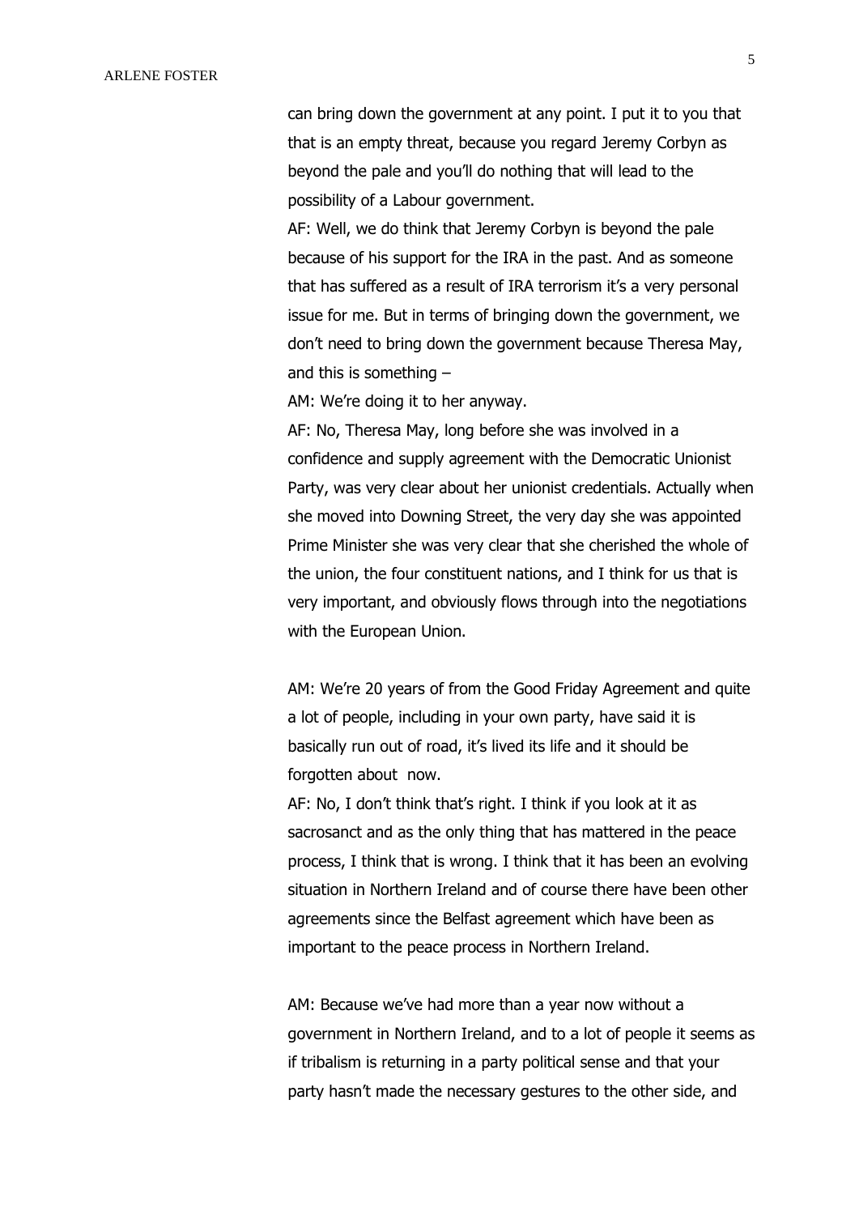can bring down the government at any point. I put it to you that that is an empty threat, because you regard Jeremy Corbyn as beyond the pale and you'll do nothing that will lead to the possibility of a Labour government.

AF: Well, we do think that Jeremy Corbyn is beyond the pale because of his support for the IRA in the past. And as someone that has suffered as a result of IRA terrorism it's a very personal issue for me. But in terms of bringing down the government, we don't need to bring down the government because Theresa May, and this is something –

AM: We're doing it to her anyway.

AF: No, Theresa May, long before she was involved in a confidence and supply agreement with the Democratic Unionist Party, was very clear about her unionist credentials. Actually when she moved into Downing Street, the very day she was appointed Prime Minister she was very clear that she cherished the whole of the union, the four constituent nations, and I think for us that is very important, and obviously flows through into the negotiations with the European Union.

AM: We're 20 years of from the Good Friday Agreement and quite a lot of people, including in your own party, have said it is basically run out of road, it's lived its life and it should be forgotten about  now.

AF: No, I don't think that's right. I think if you look at it as sacrosanct and as the only thing that has mattered in the peace process, I think that is wrong. I think that it has been an evolving situation in Northern Ireland and of course there have been other agreements since the Belfast agreement which have been as important to the peace process in Northern Ireland.

AM: Because we've had more than a year now without a government in Northern Ireland, and to a lot of people it seems as if tribalism is returning in a party political sense and that your party hasn't made the necessary gestures to the other side, and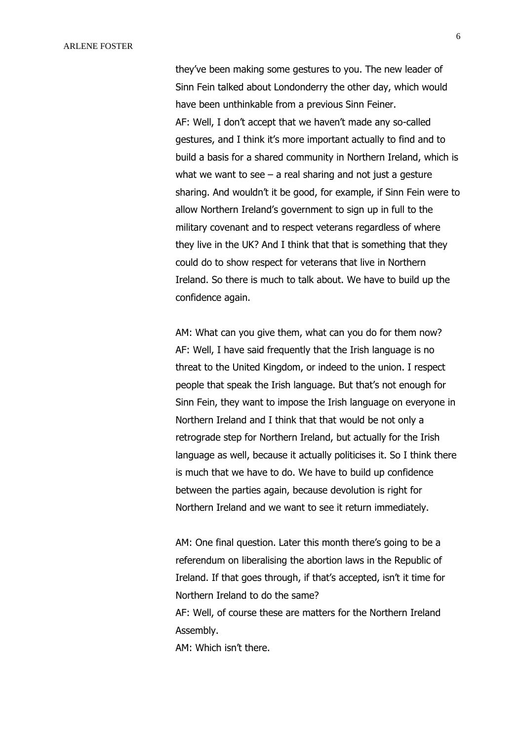they've been making some gestures to you. The new leader of Sinn Fein talked about Londonderry the other day, which would have been unthinkable from a previous Sinn Feiner.
AF: Well, I don't accept that we haven't made any so-called gestures, and I think it's more important actually to find and to build a basis for a shared community in Northern Ireland, which is what we want to see – a real sharing and not just a gesture sharing. And wouldn't it be good, for example, if Sinn Fein were to allow Northern Ireland's government to sign up in full to the military covenant and to respect veterans regardless of where they live in the UK? And I think that that is something that they could do to show respect for veterans that live in Northern Ireland. So there is much to talk about. We have to build up the confidence again.

AM: What can you give them, what can you do for them now?
AF: Well, I have said frequently that the Irish language is no threat to the United Kingdom, or indeed to the union. I respect people that speak the Irish language. But that's not enough for Sinn Fein, they want to impose the Irish language on everyone in Northern Ireland and I think that that would be not only a retrograde step for Northern Ireland, but actually for the Irish language as well, because it actually politicises it. So I think there is much that we have to do. We have to build up confidence between the parties again, because devolution is right for Northern Ireland and we want to see it return immediately.

AM: One final question. Later this month there's going to be a referendum on liberalising the abortion laws in the Republic of Ireland. If that goes through, if that's accepted, isn't it time for Northern Ireland to do the same?
AF: Well, of course these are matters for the Northern Ireland Assembly.
AM: Which isn't there.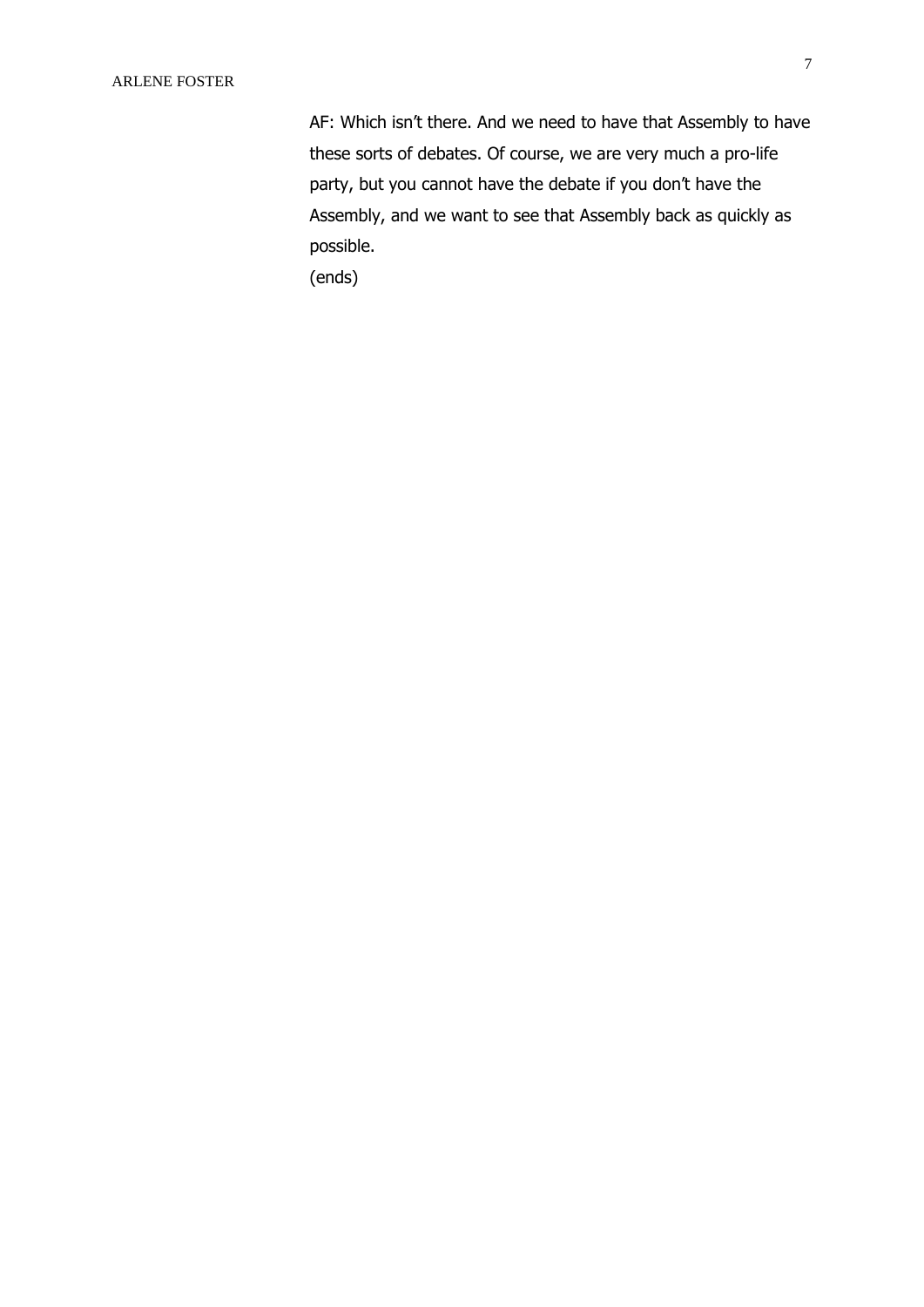AF: Which isn’t there. And we need to have that Assembly to have these sorts of debates. Of course, we are very much a pro-life party, but you cannot have the debate if you don’t have the Assembly, and we want to see that Assembly back as quickly as possible.

(ends)